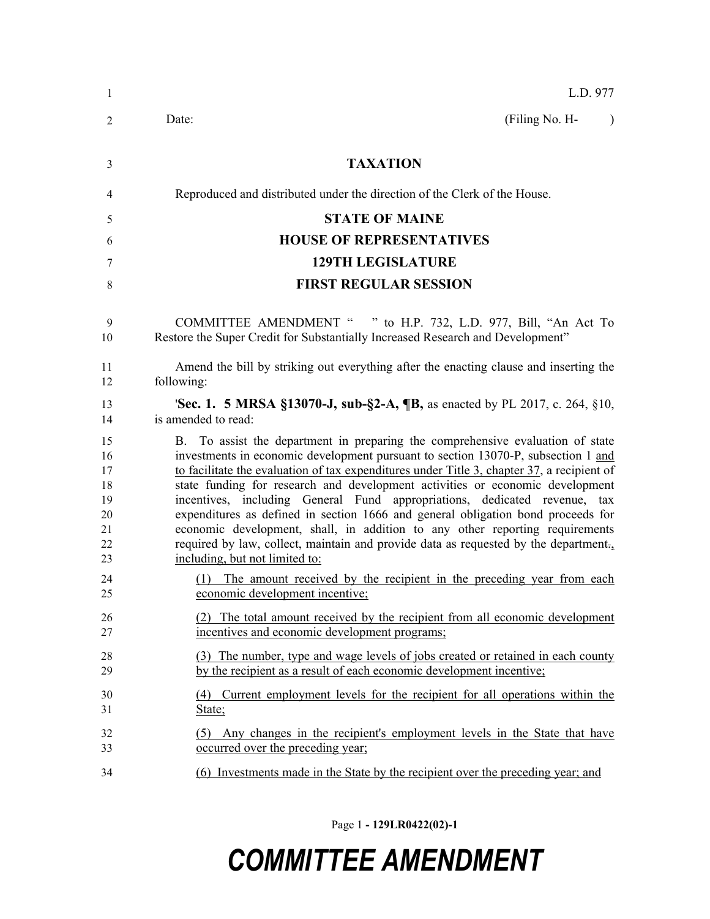L.D. 977

Date: (Filing No. H- )

**TAXATION**

Reproduced and distributed under the direction of the Clerk of the House.

**STATE OF MAINE**

**HOUSE OF REPRESENTATIVES**

**129TH LEGISLATURE**

**FIRST REGULAR SESSION**

COMMITTEE AMENDMENT " " to H.P. 732, L.D. 977, Bill, "An Act To Restore the Super Credit for Substantially Increased Research and Development"

Amend the bill by striking out everything after the enacting clause and inserting the following:

'**Sec. 1. 5 MRSA §13070-J, sub-§2-A, ¶B,** as enacted by PL 2017, c. 264, §10, is amended to read:

B. To assist the department in preparing the comprehensive evaluation of state investments in economic development pursuant to section 13070-P, subsection 1 and to facilitate the evaluation of tax expenditures under Title 3, chapter 37, a recipient of state funding for research and development activities or economic development incentives, including General Fund appropriations, dedicated revenue, tax expenditures as defined in section 1666 and general obligation bond proceeds for economic development, shall, in addition to any other reporting requirements required by law, collect, maintain and provide data as requested by the department., including, but not limited to:

(1) The amount received by the recipient in the preceding year from each economic development incentive;

(2) The total amount received by the recipient from all economic development incentives and economic development programs;

(3) The number, type and wage levels of jobs created or retained in each county by the recipient as a result of each economic development incentive;

(4) Current employment levels for the recipient for all operations within the State;

(5) Any changes in the recipient's employment levels in the State that have occurred over the preceding year;

(6) Investments made in the State by the recipient over the preceding year; and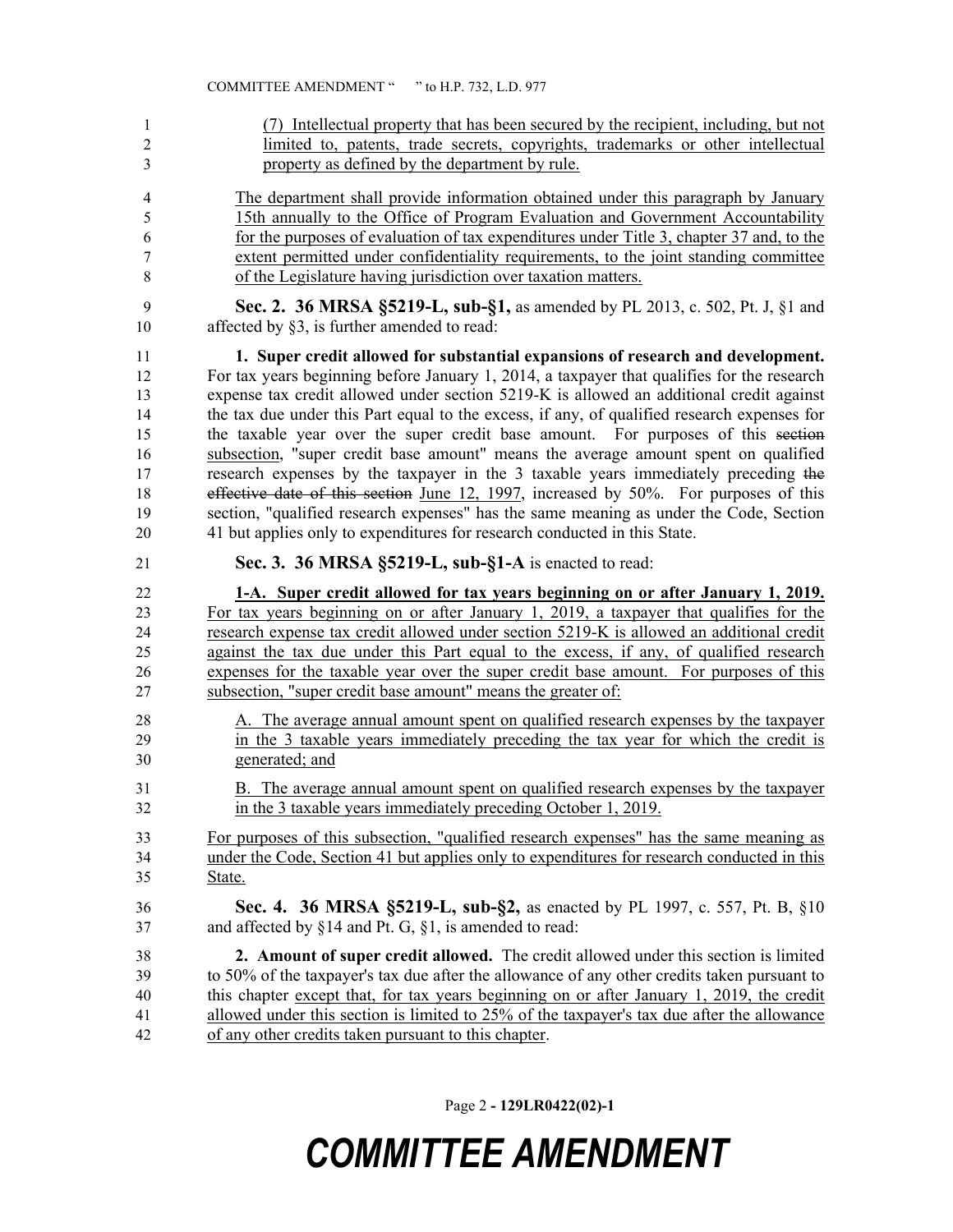(7) Intellectual property that has been secured by the recipient, including, but not limited to, patents, trade secrets, copyrights, trademarks or other intellectual property as defined by the department by rule.

The department shall provide information obtained under this paragraph by January 15th annually to the Office of Program Evaluation and Government Accountability for the purposes of evaluation of tax expenditures under Title 3, chapter 37 and, to the extent permitted under confidentiality requirements, to the joint standing committee of the Legislature having jurisdiction over taxation matters.

**Sec. 2. 36 MRSA §5219-L, sub-§1,** as amended by PL 2013, c. 502, Pt. J, §1 and affected by §3, is further amended to read:

**1. Super credit allowed for substantial expansions of research and development.** For tax years beginning before January 1, 2014, a taxpayer that qualifies for the research expense tax credit allowed under section 5219-K is allowed an additional credit against the tax due under this Part equal to the excess, if any, of qualified research expenses for the taxable year over the super credit base amount. For purposes of this ~~section~~ subsection, "super credit base amount" means the average amount spent on qualified research expenses by the taxpayer in the 3 taxable years immediately preceding ~~the effective date of this section~~ June 12, 1997, increased by 50%. For purposes of this section, "qualified research expenses" has the same meaning as under the Code, Section 41 but applies only to expenditures for research conducted in this State.

**Sec. 3. 36 MRSA §5219-L, sub-§1-A** is enacted to read:

**1-A. Super credit allowed for tax years beginning on or after January 1, 2019.** For tax years beginning on or after January 1, 2019, a taxpayer that qualifies for the research expense tax credit allowed under section 5219-K is allowed an additional credit against the tax due under this Part equal to the excess, if any, of qualified research expenses for the taxable year over the super credit base amount. For purposes of this subsection, "super credit base amount" means the greater of:

A. The average annual amount spent on qualified research expenses by the taxpayer in the 3 taxable years immediately preceding the tax year for which the credit is generated; and

B. The average annual amount spent on qualified research expenses by the taxpayer in the 3 taxable years immediately preceding October 1, 2019.

For purposes of this subsection, "qualified research expenses" has the same meaning as under the Code, Section 41 but applies only to expenditures for research conducted in this State.

**Sec. 4. 36 MRSA §5219-L, sub-§2,** as enacted by PL 1997, c. 557, Pt. B, §10 and affected by §14 and Pt. G, §1, is amended to read:

**2. Amount of super credit allowed.** The credit allowed under this section is limited to 50% of the taxpayer's tax due after the allowance of any other credits taken pursuant to this chapter except that, for tax years beginning on or after January 1, 2019, the credit allowed under this section is limited to 25% of the taxpayer's tax due after the allowance of any other credits taken pursuant to this chapter.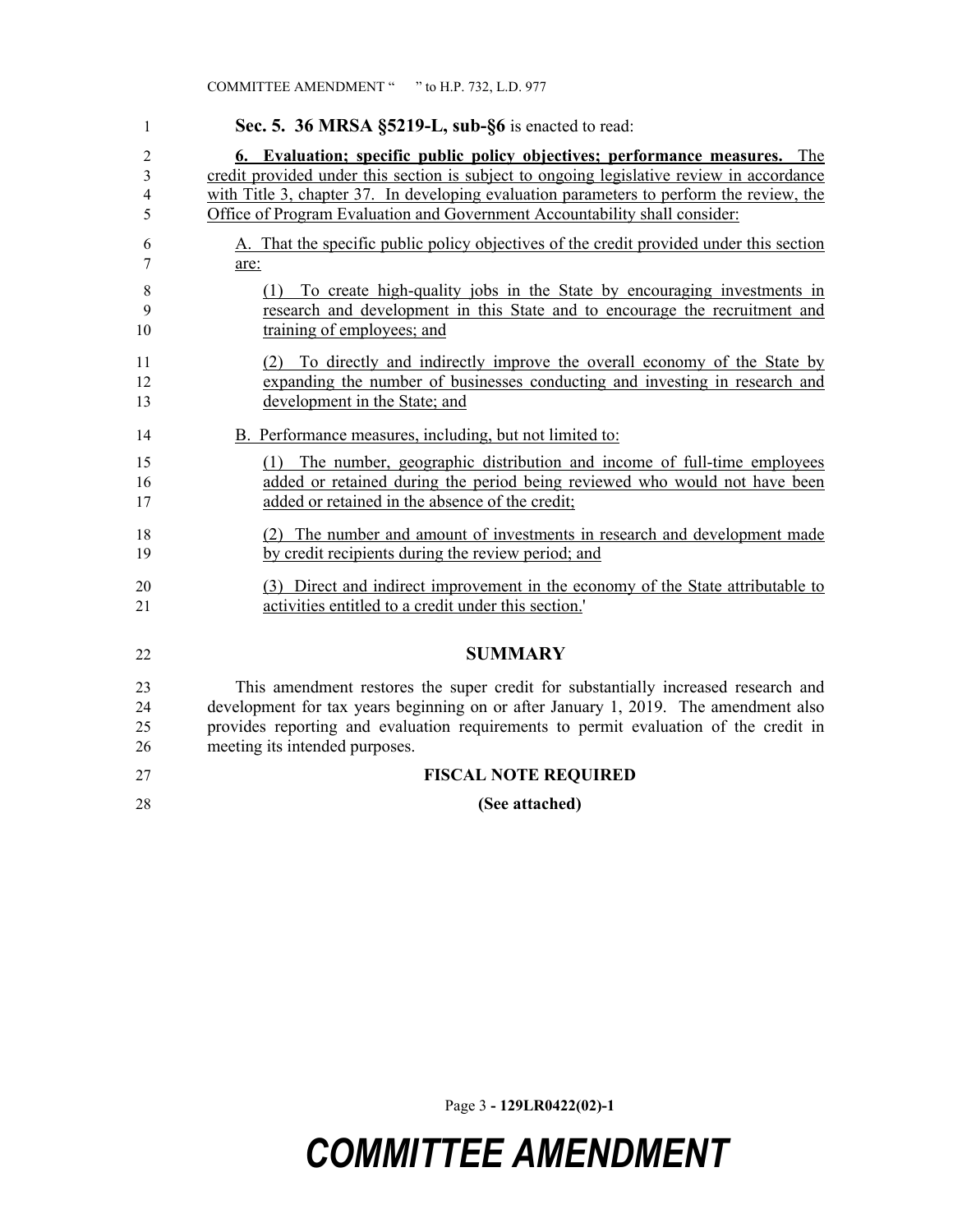**Sec. 5. 36 MRSA §5219-L, sub-§6** is enacted to read:

**6. Evaluation; specific public policy objectives; performance measures.** The credit provided under this section is subject to ongoing legislative review in accordance with Title 3, chapter 37. In developing evaluation parameters to perform the review, the Office of Program Evaluation and Government Accountability shall consider:

A. That the specific public policy objectives of the credit provided under this section are:

(1) To create high-quality jobs in the State by encouraging investments in research and development in this State and to encourage the recruitment and training of employees; and

(2) To directly and indirectly improve the overall economy of the State by expanding the number of businesses conducting and investing in research and development in the State; and

B. Performance measures, including, but not limited to:

(1) The number, geographic distribution and income of full-time employees added or retained during the period being reviewed who would not have been added or retained in the absence of the credit;

(2) The number and amount of investments in research and development made by credit recipients during the review period; and

(3) Direct and indirect improvement in the economy of the State attributable to activities entitled to a credit under this section.'

## SUMMARY

This amendment restores the super credit for substantially increased research and development for tax years beginning on or after January 1, 2019. The amendment also provides reporting and evaluation requirements to permit evaluation of the credit in meeting its intended purposes.

**FISCAL NOTE REQUIRED**

**(See attached)**

# COMMITTEE AMENDMENT